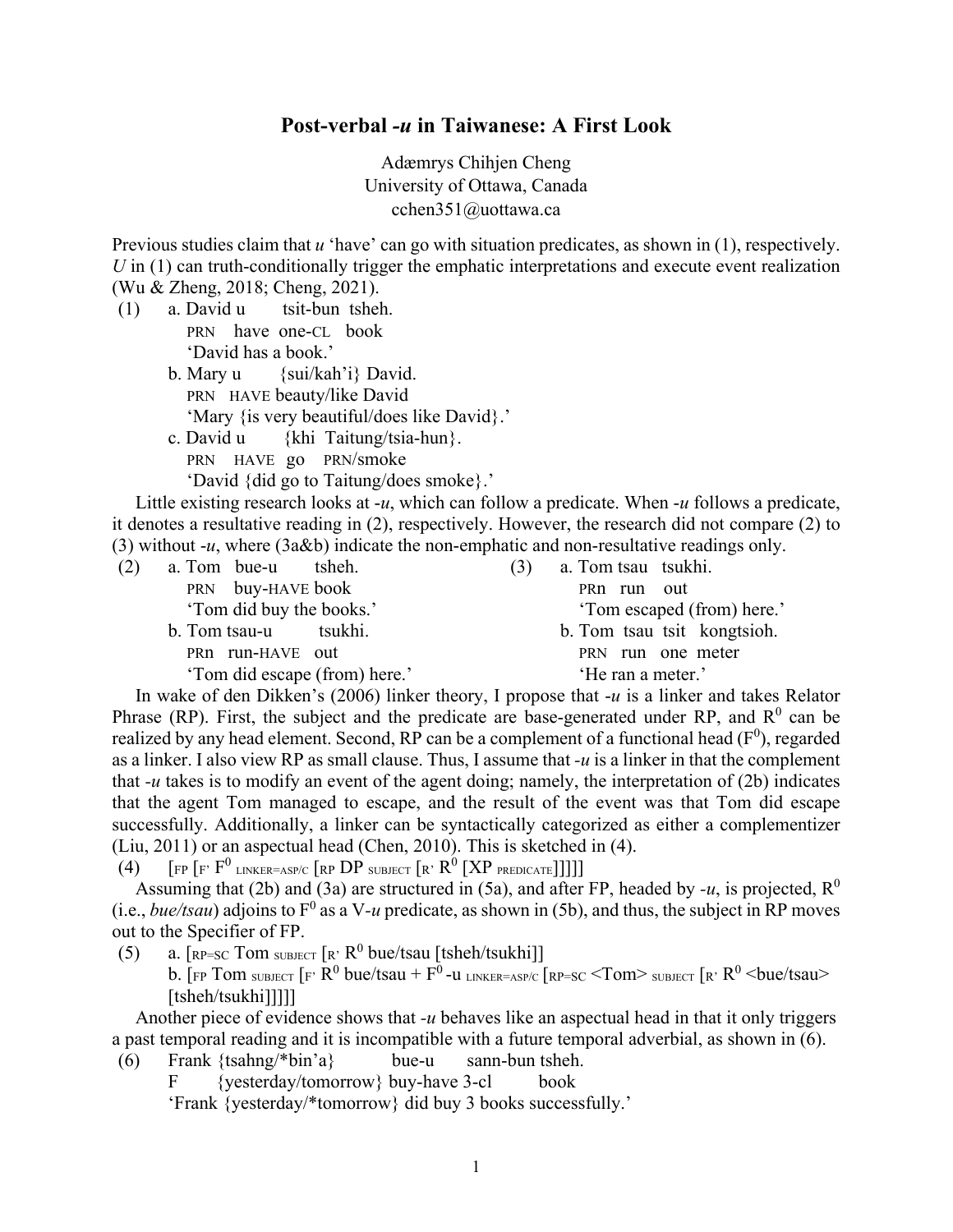# Post-verbal *-u* in Taiwanese: A First Look

Adæmrys Chihjen Cheng
University of Ottawa, Canada
cchen351@uottawa.ca

Previous studies claim that *u* 'have' can go with situation predicates, as shown in (1), respectively. *U* in (1) can truth-conditionally trigger the emphatic interpretations and execute event realization (Wu & Zheng, 2018; Cheng, 2021).

(1) a. David u tsit-bun tsheh.
 PRN have one-CL book
 'David has a book.'
 b. Mary u {sui/kah'i} David.
 PRN HAVE beauty/like David
 'Mary {is very beautiful/does like David}.'
 c. David u {khi Taitung/tsia-hun}.
 PRN HAVE go PRN/smoke
 'David {did go to Taitung/does smoke}.'

Little existing research looks at *-u*, which can follow a predicate. When *-u* follows a predicate, it denotes a resultative reading in (2), respectively. However, the research did not compare (2) to (3) without *-u*, where (3a&b) indicate the non-emphatic and non-resultative readings only.

(2) a. Tom bue-u tsheh.
 PRN buy-HAVE book
 'Tom did buy the books.'
 b. Tom tsau-u tsukhi.
 PRn run-HAVE out
 'Tom did escape (from) here.'

(3) a. Tom tsau tsukhi.
 PRn run out
 'Tom escaped (from) here.'
 b. Tom tsau tsit kongtsioh.
 PRN run one meter
 'He ran a meter.'

In wake of den Dikken's (2006) linker theory, I propose that *-u* is a linker and takes Relator Phrase (RP). First, the subject and the predicate are base-generated under RP, and $R^0$ can be realized by any head element. Second, RP can be a complement of a functional head ($F^0$), regarded as a linker. I also view RP as small clause. Thus, I assume that *-u* is a linker in that the complement that *-u* takes is to modify an event of the agent doing; namely, the interpretation of (2b) indicates that the agent Tom managed to escape, and the result of the event was that Tom did escape successfully. Additionally, a linker can be syntactically categorized as either a complementizer (Liu, 2011) or an aspectual head (Chen, 2010). This is sketched in (4).

(4) [$_{FP}$ [$_{F'}$ $F^0$ $_{LINKER=ASP/C}$ [$_{RP}$ DP $_{SUBJECT}$ [$_{R'}$ $R^0$ [XP $_{PREDICATE}$]]]]]

Assuming that (2b) and (3a) are structured in (5a), and after FP, headed by *-u*, is projected, $R^0$ (i.e., *bue/tsau*) adjoins to $F^0$ as a V-*u* predicate, as shown in (5b), and thus, the subject in RP moves out to the Specifier of FP.

(5) a. [$_{RP=SC}$ Tom $_{SUBJECT}$ [$_{R'}$ $R^0$ bue/tsau [tsheh/tsukhi]]
 b. [$_{FP}$ Tom $_{SUBJECT}$ [$_{F'}$ $R^0$ bue/tsau + $F^0$ -u $_{LINKER=ASP/C}$ [$_{RP=SC}$ <Tom> $_{SUBJECT}$ [$_{R'}$ $R^0$ <bue/tsau> [tsheh/tsukhi]]]]]

Another piece of evidence shows that *-u* behaves like an aspectual head in that it only triggers a past temporal reading and it is incompatible with a future temporal adverbial, as shown in (6).

(6) Frank {tsahng/*bin'a} bue-u sann-bun tsheh.
 F {yesterday/tomorrow} buy-have 3-cl book
 'Frank {yesterday/*tomorrow} did buy 3 books successfully.'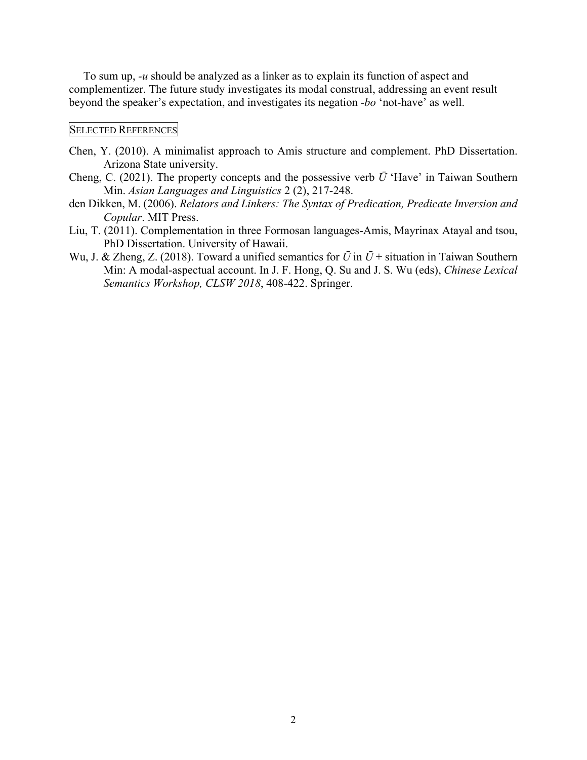To sum up, *-u* should be analyzed as a linker as to explain its function of aspect and complementizer. The future study investigates its modal construal, addressing an event result beyond the speaker's expectation, and investigates its negation *-bo* 'not-have' as well.

## SELECTED REFERENCES

Chen, Y. (2010). A minimalist approach to Amis structure and complement. PhD Dissertation. Arizona State university.

Cheng, C. (2021). The property concepts and the possessive verb *Ū* 'Have' in Taiwan Southern Min. *Asian Languages and Linguistics* 2 (2), 217-248.

den Dikken, M. (2006). *Relators and Linkers: The Syntax of Predication, Predicate Inversion and Copular*. MIT Press.

Liu, T. (2011). Complementation in three Formosan languages-Amis, Mayrinax Atayal and tsou, PhD Dissertation. University of Hawaii.

Wu, J. & Zheng, Z. (2018). Toward a unified semantics for *Ū* in *Ū* + situation in Taiwan Southern Min: A modal-aspectual account. In J. F. Hong, Q. Su and J. S. Wu (eds), *Chinese Lexical Semantics Workshop, CLSW 2018*, 408-422. Springer.